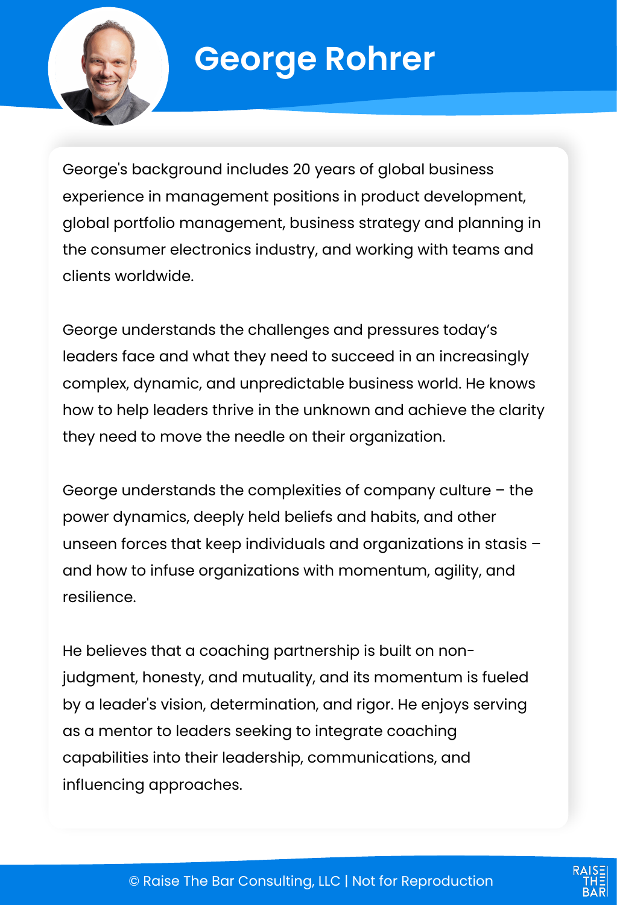# George Rohrer

George's background includes 20 years of global business experience in management positions in product development, global portfolio management, business strategy and planning in the consumer electronics industry, and working with teams and clients worldwide.

George understands the challenges and pressures today's leaders face and what they need to succeed in an increasingly complex, dynamic, and unpredictable business world. He knows how to help leaders thrive in the unknown and achieve the clarity they need to move the needle on their organization.

George understands the complexities of company culture – the power dynamics, deeply held beliefs and habits, and other unseen forces that keep individuals and organizations in stasis – and how to infuse organizations with momentum, agility, and resilience.

He believes that a coaching partnership is built on non-judgment, honesty, and mutuality, and its momentum is fueled by a leader's vision, determination, and rigor. He enjoys serving as a mentor to leaders seeking to integrate coaching capabilities into their leadership, communications, and influencing approaches.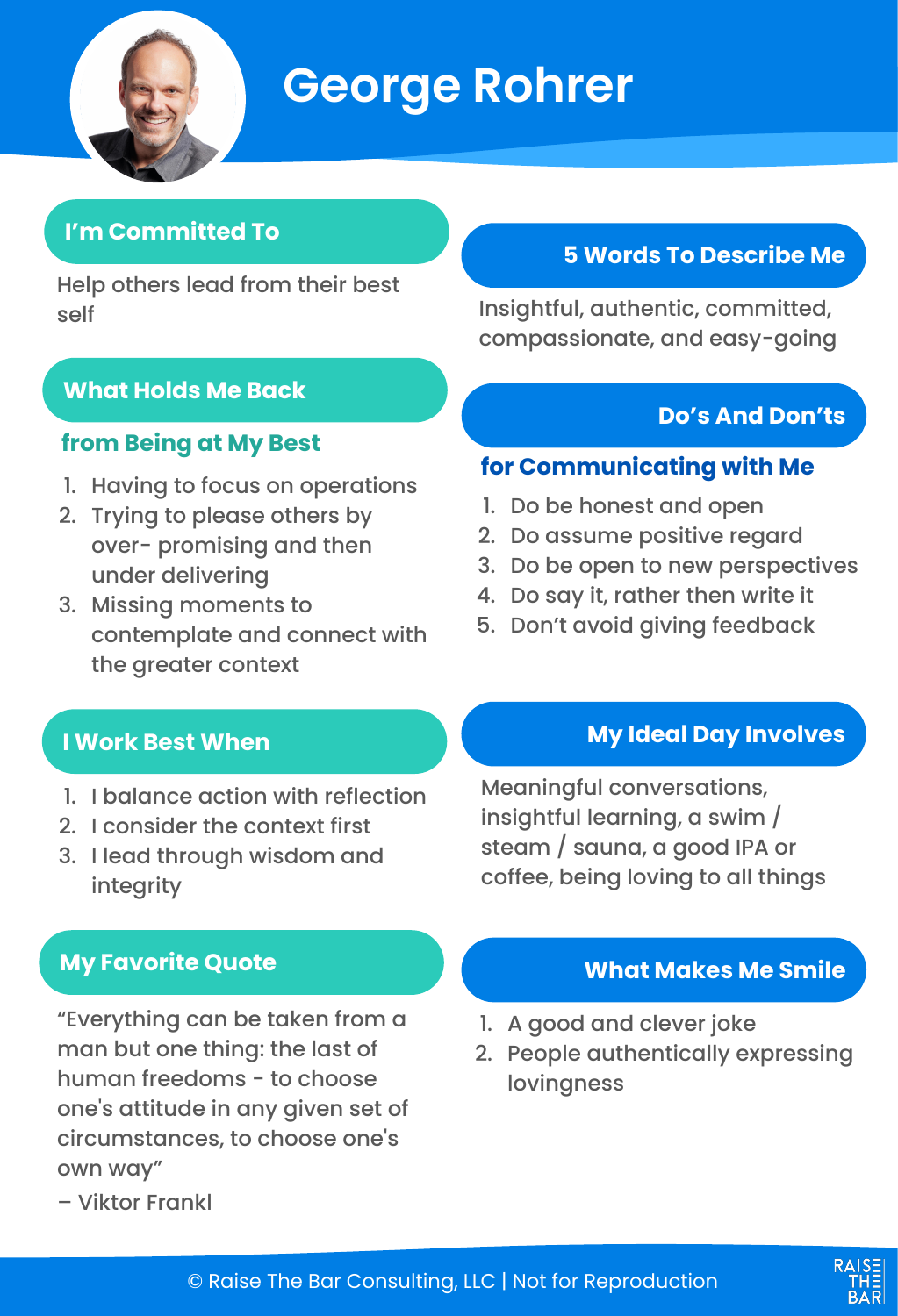# George Rohrer

## I'm Committed To

Help others lead from their best self

## 5 Words To Describe Me

Insightful, authentic, committed, compassionate, and easy-going

## What Holds Me Back from Being at My Best

1. Having to focus on operations
2. Trying to please others by over- promising and then under delivering
3. Missing moments to contemplate and connect with the greater context

## Do's And Don'ts for Communicating with Me

1. Do be honest and open
2. Do assume positive regard
3. Do be open to new perspectives
4. Do say it, rather then write it
5. Don't avoid giving feedback

## I Work Best When

1. I balance action with reflection
2. I consider the context first
3. I lead through wisdom and integrity

## My Ideal Day Involves

Meaningful conversations, insightful learning, a swim / steam / sauna, a good IPA or coffee, being loving to all things

## My Favorite Quote

"Everything can be taken from a man but one thing: the last of human freedoms - to choose one's attitude in any given set of circumstances, to choose one's own way"

– Viktor Frankl

## What Makes Me Smile

1. A good and clever joke
2. People authentically expressing lovingness

© Raise The Bar Consulting, LLC | Not for Reproduction